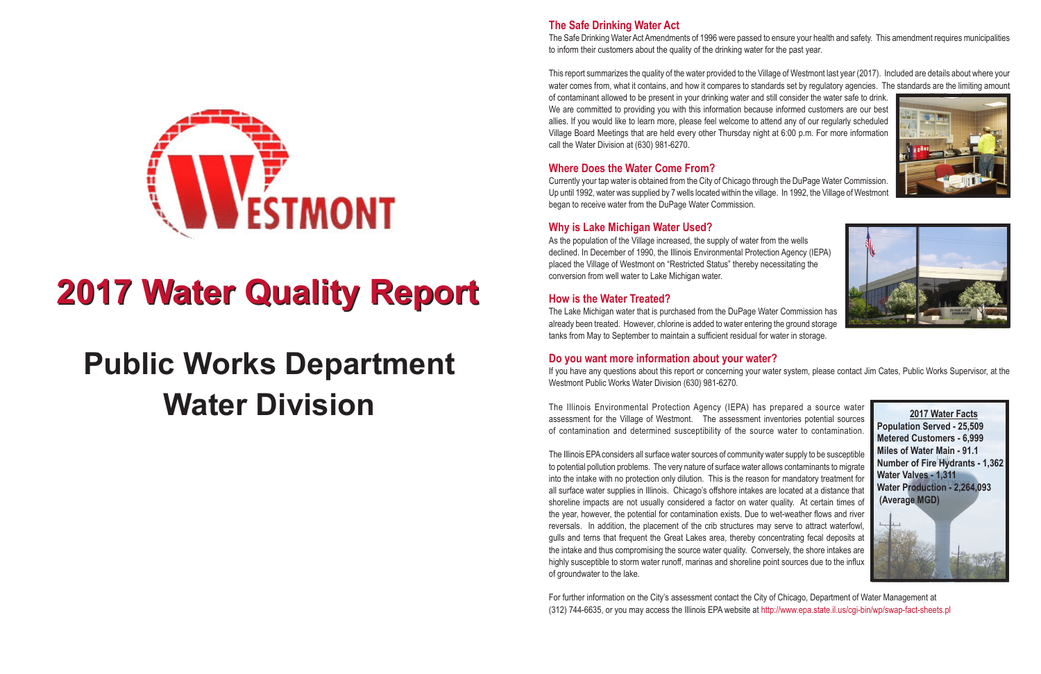WESTMONT

# 2017 Water Quality Report

# Public Works Department Water Division

## The Safe Drinking Water Act

The Safe Drinking Water Act Amendments of 1996 were passed to ensure your health and safety. This amendment requires municipalities to inform their customers about the quality of the drinking water for the past year.

This report summarizes the quality of the water provided to the Village of Westmont last year (2017). Included are details about where your water comes from, what it contains, and how it compares to standards set by regulatory agencies. The standards are the limiting amount of contaminant allowed to be present in your drinking water and still consider the water safe to drink. We are committed to providing you with this information because informed customers are our best allies. If you would like to learn more, please feel welcome to attend any of our regularly scheduled Village Board Meetings that are held every other Thursday night at 6:00 p.m. For more information call the Water Division at (630) 981-6270.

## Where Does the Water Come From?

Currently your tap water is obtained from the City of Chicago through the DuPage Water Commission. Up until 1992, water was supplied by 7 wells located within the village. In 1992, the Village of Westmont began to receive water from the DuPage Water Commission.

## Why is Lake Michigan Water Used?

As the population of the Village increased, the supply of water from the wells declined. In December of 1990, the Illinois Environmental Protection Agency (IEPA) placed the Village of Westmont on "Restricted Status" thereby necessitating the conversion from well water to Lake Michigan water.

## How is the Water Treated?

The Lake Michigan water that is purchased from the DuPage Water Commission has already been treated. However, chlorine is added to water entering the ground storage tanks from May to September to maintain a sufficient residual for water in storage.

## Do you want more information about your water?

If you have any questions about this report or concerning your water system, please contact Jim Cates, Public Works Supervisor, at the Westmont Public Works Water Division (630) 981-6270.

The Illinois Environmental Protection Agency (IEPA) has prepared a source water assessment for the Village of Westmont. The assessment inventories potential sources of contamination and determined susceptibility of the source water to contamination.

The Illinois EPA considers all surface water sources of community water supply to be susceptible to potential pollution problems. The very nature of surface water allows contaminants to migrate into the intake with no protection only dilution. This is the reason for mandatory treatment for all surface water supplies in Illinois. Chicago's offshore intakes are located at a distance that shoreline impacts are not usually considered a factor on water quality. At certain times of the year, however, the potential for contamination exists. Due to wet-weather flows and river reversals. In addition, the placement of the crib structures may serve to attract waterfowl, gulls and terns that frequent the Great Lakes area, thereby concentrating fecal deposits at the intake and thus compromising the source water quality. Conversely, the shore intakes are highly susceptible to storm water runoff, marinas and shoreline point sources due to the influx of groundwater to the lake.

**2017 Water Facts**

**Population Served - 25,509**
**Metered Customers - 6,999**
**Miles of Water Main - 91.1**
**Number of Fire Hydrants - 1,362**
**Water Valves - 1,311**
**Water Production - 2,264,093 (Average MGD)**

For further information on the City's assessment contact the City of Chicago, Department of Water Management at (312) 744-6635, or you may access the Illinois EPA website at http://www.epa.state.il.us/cgi-bin/wp/swap-fact-sheets.pl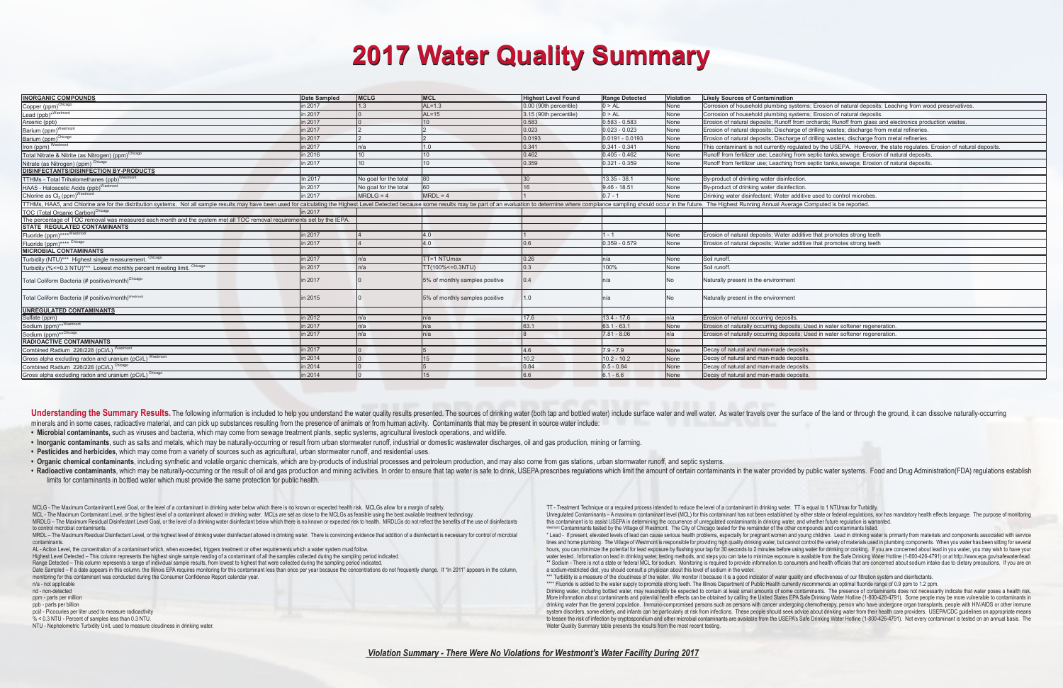# 2017 Water Quality Summary

| INORGANIC COMPOUNDS | Date Sampled | MCLG | MCL | Highest Level Found | Range Detected | Violation | Likely Sources of Contamination |
|---|---|---|---|---|---|---|---|
| Copper (ppm)[Chicago] | in 2017 | 1.3 | AL=1.3 | 0.00 (90th percentile) | 0 > AL | None | Corrosion of household plumbing systems; Erosion of natural deposits; Leaching from wood preservatives. |
| Lead (ppb)*[Westmont] | in 2017 | 0 | AL=15 | 3.15 (90th percentile) | 0 > AL | None | Corrosion of household plumbing systems; Erosion of natural deposits. |
| Arsenic (ppb) | in 2017 | 0 | 10 | 0.583 | 0.583 - 0.583 | None | Erosion of natural deposits; Runoff from orchards; Runoff from glass and electronics production wastes. |
| Barium (ppm)[Westmont] | in 2017 | 2 | 2 | 0.023 | 0.023 - 0.023 | None | Erosion of natural deposits; Discharge of drilling wastes; discharge from metal refineries. |
| Barium (ppm)[Chicago] | in 2017 | 2 | 2 | 0.0193 | 0.0191 - 0.0193 | None | Erosion of natural deposits; Discharge of drilling wastes; discharge from metal refineries. |
| Iron (ppm)[Westmont] | in 2017 | n/a | 1.0 | 0.341 | 0.341 - 0.341 | None | This contaminant is not currently regulated by the USEPA. However, the state regulates. Erosion of natural deposits. |
| Total Nitrate & Nitrite (as Nitrogen) (ppm)[Chicago] | in 2016 | 10 | 10 | 0.462 | 0.405 - 0.462 | None | Runoff from fertilizer use; Leaching from septic tanks,sewage; Erosion of natural deposits. |
| Nitrate (as Nitrogen) (ppm)[Chicago] | in 2017 | 10 | 10 | 0.359 | 0.321 - 0.359 | None | Runoff from fertilizer use; Leaching from septic tanks,sewage; Erosion of natural deposits. |
| **DISINFECTANTS/DISINFECTION BY-PRODUCTS** | | | | | | | |
| TTHMs - Total Trihalomethanes (ppb)[Westmont] | In 2017 | No goal for the total | 80 | 30 | 13.35 - 38.1 | None | By-product of drinking water disinfection. |
| HAA5 - Haloacetic Acids (ppb)[Westmont] | in 2017 | No goal for the total | 60 | 16 | 9.46 - 18.51 | None | By-product of drinking water disinfection. |
| Chlorine as $Cl_2$ (ppm)[Westmont] | in 2017 | MRDLG = 4 | MRDL = 4 | 1 | 0.7 - 1 | None | Drinking water disinfectant; Water additive used to control microbes. |
| TTHMs, HAA5, and Chlorine are for the distribution systems. Not all sample results may have been used for calculating the Highest Level Detected because some results may be part of an evaluation to determine where compliance sampling should occur in the future. The Highest Running Annual Average Computed is be reported. | | | | | | | |
| TOC (Total Organic Carbon)[Chicago] | in 2017 | | | | | | |
| The percentage of TOC removal was measured each month and the system met all TOC removal requirements set by the IEPA. | | | | | | | |
| **STATE REGULATED CONTAMINANTS** | | | | | | | |
| Fluoride (ppm)****[Westmont] | in 2017 | 4 | 4.0 | 1 | 1 - 1 | None | Erosion of natural deposits; Water additive that promotes strong teeth |
| Fluoride (ppm)**** [Chicago] | in 2017 | 4 | 4.0 | 0.6 | 0.359 - 0.579 | None | Erosion of natural deposits; Water additive that promotes strong teeth |
| **MICROBIAL CONTAMINANTS** | | | | | | | |
| Turbidity (NTU)*** Highest single measurement. [Chicago] | in 2017 | n/a | TT=1 NTUmax | 0.26 | n/a | None | Soil runoff. |
| Turbidity (%<=0.3 NTU)*** Lowest monthly percent meeting limit. [Chicago] | in 2017 | n/a | TT(100%<=0.3NTU) | 0.3 | 100% | None | Soil runoff. |
| Total Coliform Bacteria (# positive/month)[Chicago] | in 2017 | 0 | 5% of monthly samples positive | 0.4 | n/a | No | Naturally present in the environment |
| Total Coliform Bacteria (# positive/month)[Westmont] | in 2015 | 0 | 5% of monthly samples positive | 1.0 | n/a | No | Naturally present in the environment |
| **UNREGULATED CONTAMINANTS** | | | | | | | |
| Sulfate (ppm) | in 2012 | n/a | n/a | 17.6 | 13.4 - 17.6 | n/a | Erosion of natural occurring deposits. |
| Sodium (ppm)**[Westmont] | in 2017 | n/a | n/a | 63.1 | 63.1 - 63.1 | None | Erosion of naturally occurring deposits; Used in water softener regeneration. |
| Sodium (ppm)**[Chicago] | in 2017 | n/a | n/a | 8 | 7.81 - 8.06 | n/a | Erosion of naturally occurring deposits; Used in water softener regeneration. |
| **RADIOACTIVE CONTAMINANTS** | | | | | | | |
| Combined Radium 226/228 (pCi/L) [Westmont] | in 2017 | 0 | 5 | 4.6 | 7.9 - 7.9 | None | Decay of natural and man-made deposits. |
| Gross alpha excluding radon and uranium (pCi/L) [Westmont] | in 2014 | 0 | 15 | 10.2 | 10.2 - 10.2 | None | Decay of natural and man-made deposits. |
| Combined Radium 226/228 (pCi/L) [Chicago] | in 2014 | 0 | 5 | 0.84 | 0.5 - 0.84 | None | Decay of natural and man-made deposits. |
| Gross alpha excluding radon and uranium (pCi/L) [Chicago] | in 2014 | 0 | 15 | 6.6 | 6.1 - 6.6 | None | Decay of natural and man-made deposits. |

**Understanding the Summary Results.** The following information is included to help you understand the water quality results presented. The sources of drinking water (both tap and bottled water) include surface water and well water. As water travels over the surface of the land or through the ground, it can dissolve naturally-occurring minerals and in some cases, radioactive material, and can pick up substances resulting from the presence of animals or from human activity. Contaminants that may be present in source water include:

- **Microbial contaminants,** such as viruses and bacteria, which may come from sewage treatment plants, septic systems, agricultural livestock operations, and wildlife.
- **Inorganic contaminants**, such as salts and metals, which may be naturally-occurring or result from urban stormwater runoff, industrial or domestic wastewater discharges, oil and gas production, mining or farming.
- **Pesticides and herbicides**, which may come from a variety of sources such as agricultural, urban stormwater runoff, and residential uses.
- **Organic chemical contaminants**, including synthetic and volatile organic chemicals, which are by-products of industrial processes and petroleum production, and may also come from gas stations, urban stormwater runoff, and septic systems.
- **Radioactive contaminants**, which may be naturally-occurring or the result of oil and gas production and mining activities. In order to ensure that tap water is safe to drink, USEPA prescribes regulations which limit the amount of certain contaminants in the water provided by public water systems. Food and Drug Administration(FDA) regulations establish limits for contaminants in bottled water which must provide the same protection for public health.

MCLG - The Maximum Contaminant Level Goal, or the level of a contaminant in drinking water below which there is no known or expected health risk. MCLGs allow for a margin of safety.

MCL - The Maximum Contaminant Level, or the highest level of a contaminant allowed in drinking water. MCLs are set as close to the MCLGs as feasible using the best available treatment technology.

MRDLG – The Maximum Residual Disinfectant Level Goal, or the level of a drinking water disinfectant below which there is no known or expected risk to health. MRDLGs do not reflect the benefits of the use of disinfectants to control microbial contaminants.

MRDL – The Maximum Residual Disinfectant Level, or the highest level of drinking water disinfectant allowed in drinking water. There is convincing evidence that addition of a disinfectant is necessary for control of microbial contaminants.

AL - Action Level, the concentration of a contaminant which, when exceeded, triggers treatment or other requirements which a water system must follow.

Highest Level Detected – This column represents the highest single sample reading of a contaminant of all the samples collected during the sampling period indicated.

Range Detected – This column represents a range of individual sample results, from lowest to highest that were collected during the sampling period indicated.

Date Sampled – If a date appears in this column, the Illinois EPA requires monitoring for this contaminant less than once per year because the concentrations do not frequently change. If "In 2011" appears in the column, monitoring for this contaminant was conducted during the Consumer Confidence Report calendar year.

n/a - not applicable

nd - non-detected

ppm - parts per million

ppb - parts per billion

pci/l - Picocuries per liter used to measure radioactivity

% < 0.3 NTU - Percent of samples less than 0.3 NTU.

NTU - Nephelometric Turbidity Unit, used to measure cloudiness in drinking water.

TT - Treatment Technique or a required process intended to reduce the level of a contaminant in drinking water. TT is equal to 1 NTUmax for Turbidity.

Unregulated Contaminants – A maximum contaminant level (MCL) for this contaminant has not been established by either state or federal regulations, nor has mandatory health effects language. The purpose of monitoring this contaminant is to assist USEPA in determining the occurrence of unregulated contaminants in drinking water, and whether future regulation is warranted.

Westmont Contaminants tested by the Village of Westmont. The City of Chicago tested for the remainder of the other compounds and contaminants listed.

\* Lead - If present, elevated levels of lead can cause serious health problems, especially for pregnant women and young children. Lead in drinking water is primarily from materials and components associated with service lines and home plumbing. The Village of Westmont is responsible for providing high quality drinking water, but cannot control the variety of materials used in plumbing components. When you water has been sitting for several hours, you can minimize the potential for lead exposure by flushing your tap for 30 seconds to 2 minutes before using water for drinking or cooking. If you are concerned about lead in you water, you may wish to have your water tested. Information on lead in drinking water, testing methods, and steps you can take to minimize exposure is available from the Safe Drinking Water Hotline (1-800-426-4791) or at http://www.epa.gov/safewater/lead.

** Sodium - There is not a state or federal MCL for sodium. Monitoring is required to provide information to consumers and health officials that are concerned about sodium intake due to dietary precautions. If you are on a sodium-restricted diet, you should consult a physician about this level of sodium in the water.

*** Turbidity is a measure of the cloudiness of the water. We monitor it because it is a good indicator of water quality and effectiveness of our filtration system and disinfectants.

**** Fluoride is added to the water supply to promote strong teeth. The Illinois Department of Public Health currently recommends an optimal fluoride range of 0.9 ppm to 1.2 ppm.

Drinking water, including bottled water, may reasonably be expected to contain at least small amounts of some contaminants. The presence of contaminants does not necessarily indicate that water poses a health risk. More information about contaminants and potential health effects can be obtained by calling the United States EPA Safe Drinking Water Hotline (1-800-426-4791). Some people may be more vulnerable to contaminants in drinking water than the general population. Immuno-compromised persons such as persons with cancer undergoing chemotherapy, person who have undergone organ transplants, people with HIV/AIDS or other immune system disorders, some elderly, and infants can be particularly at risk from infections. These people should seek advice about drinking water from their health care providers. USEPA/CDC guidelines on appropriate means to lessen the risk of infection by cryptosporidium and other microbial contaminants are available from the USEPA's Safe Drinking Water Hotline (1-800-426-4791). Not every contaminant is tested on an annual basis. The Water Quality Summary table presents the results from the most recent testing.

***Violation Summary - There Were No Violations for Westmont's Water Facility During 2017***